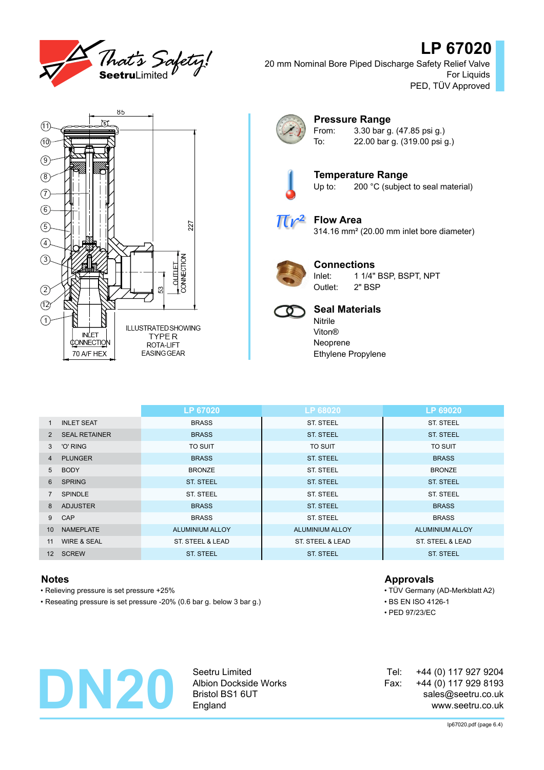That's Safety! Seetru Limited

# LP 67020

20 mm Nominal Bore Piped Discharge Safety Relief Valve
For Liquids
PED, TÜV Approved

85

227

53

OUTLET CONNECTION

INLET CONNECTION

70 A/F HEX

ILLUSTRATED SHOWING TYPE R ROTA-LIFT EASING GEAR

## Pressure Range

From: 3.30 bar g. (47.85 psi g.)
To: 22.00 bar g. (319.00 psi g.)

## Temperature Range

Up to: 200 °C (subject to seal material)

## Flow Area

314.16 mm² (20.00 mm inlet bore diameter)

## Connections

Inlet: 1 1/4" BSP, BSPT, NPT
Outlet: 2" BSP

## Seal Materials

Nitrile
Viton®
Neoprene
Ethylene Propylene

| | | LP 67020 | LP 68020 | LP 69020 |
|---|---|---|---|---|
| 1 | INLET SEAT | BRASS | ST. STEEL | ST. STEEL |
| 2 | SEAL RETAINER | BRASS | ST. STEEL | ST. STEEL |
| 3 | 'O' RING | TO SUIT | TO SUIT | TO SUIT |
| 4 | PLUNGER | BRASS | ST. STEEL | BRASS |
| 5 | BODY | BRONZE | ST. STEEL | BRONZE |
| 6 | SPRING | ST. STEEL | ST. STEEL | ST. STEEL |
| 7 | SPINDLE | ST. STEEL | ST. STEEL | ST. STEEL |
| 8 | ADJUSTER | BRASS | ST. STEEL | BRASS |
| 9 | CAP | BRASS | ST. STEEL | BRASS |
| 10 | NAMEPLATE | ALUMINIUM ALLOY | ALUMINIUM ALLOY | ALUMINIUM ALLOY |
| 11 | WIRE & SEAL | ST. STEEL & LEAD | ST. STEEL & LEAD | ST. STEEL & LEAD |
| 12 | SCREW | ST. STEEL | ST. STEEL | ST. STEEL |

## Notes

- Relieving pressure is set pressure +25%
- Reseating pressure is set pressure -20% (0.6 bar g. below 3 bar g.)

## Approvals

- TÜV Germany (AD-Merkblatt A2)
- BS EN ISO 4126-1
- PED 97/23/EC

# DN20

Seetru Limited
Albion Dockside Works
Bristol BS1 6UT
England

Tel: +44 (0) 117 927 9204
Fax: +44 (0) 117 929 8193
sales@seetru.co.uk
www.seetru.co.uk

lp67020.pdf (page 6.4)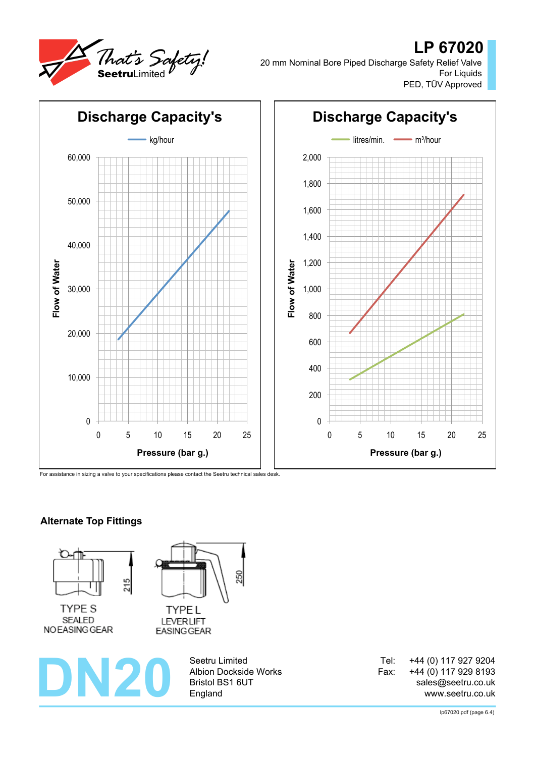That's Safety!
**Seetru**Limited

# LP 67020

20 mm Nominal Bore Piped Discharge Safety Relief Valve
For Liquids
PED, TÜV Approved

## Discharge Capacity's

kg/hour

Flow of Water

60,000
50,000
40,000
30,000
20,000
10,000
0

0 5 10 15 20 25

Pressure (bar g.)

## Discharge Capacity's

litres/min. m³/hour

Flow of Water

2,000
1,800
1,600
1,400
1,200
1,000
800
600
400
200
0

0 5 10 15 20 25

Pressure (bar g.)

For assistance in sizing a valve to your specifications please contact the Seetru technical sales desk.

### Alternate Top Fittings

215

TYPE S
SEALED
NO EASING GEAR

250

TYPE L
LEVER LIFT
EASING GEAR

# DN20

Seetru Limited
Albion Dockside Works
Bristol BS1 6UT
England

Tel: +44 (0) 117 927 9204
Fax: +44 (0) 117 929 8193
sales@seetru.co.uk
www.seetru.co.uk

lp67020.pdf (page 6.4)